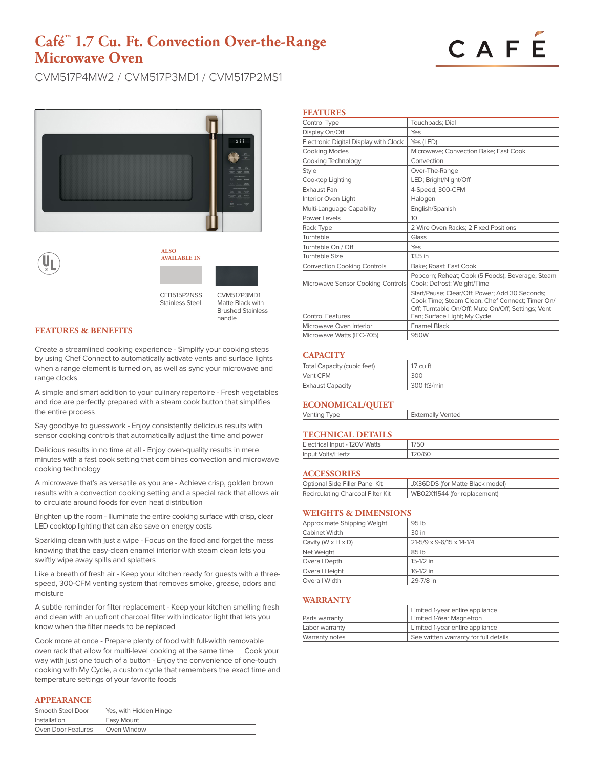# Café™ 1.7 Cu. Ft. Convection Over-the-Range Microwave Oven

CVM517P4MW2 / CVM517P3MD1 / CVM517P2MS1

**ALSO AVAILABLE IN**

CEB515P2NSS
Stainless Steel

CVM517P3MD1
Matte Black with Brushed Stainless handle

## FEATURES & BENEFITS

Create a streamlined cooking experience - Simplify your cooking steps by using Chef Connect to automatically activate vents and surface lights when a range element is turned on, as well as sync your microwave and range clocks

A simple and smart addition to your culinary repertoire - Fresh vegetables and rice are perfectly prepared with a steam cook button that simplifies the entire process

Say goodbye to guesswork - Enjoy consistently delicious results with sensor cooking controls that automatically adjust the time and power

Delicious results in no time at all - Enjoy oven-quality results in mere minutes with a fast cook setting that combines convection and microwave cooking technology

A microwave that's as versatile as you are - Achieve crisp, golden brown results with a convection cooking setting and a special rack that allows air to circulate around foods for even heat distribution

Brighten up the room - Illuminate the entire cooking surface with crisp, clear LED cooktop lighting that can also save on energy costs

Sparkling clean with just a wipe - Focus on the food and forget the mess knowing that the easy-clean enamel interior with steam clean lets you swiftly wipe away spills and splatters

Like a breath of fresh air - Keep your kitchen ready for guests with a three-speed, 300-CFM venting system that removes smoke, grease, odors and moisture

A subtle reminder for filter replacement - Keep your kitchen smelling fresh and clean with an upfront charcoal filter with indicator light that lets you know when the filter needs to be replaced

Cook more at once - Prepare plenty of food with full-width removable oven rack that allow for multi-level cooking at the same time Cook your way with just one touch of a button - Enjoy the convenience of one-touch cooking with My Cycle, a custom cycle that remembers the exact time and temperature settings of your favorite foods

## APPEARANCE

| | |
|---|---|
| Smooth Steel Door | Yes, with Hidden Hinge |
| Installation | Easy Mount |
| Oven Door Features | Oven Window |

## FEATURES

| | |
|---|---|
| Control Type | Touchpads; Dial |
| Display On/Off | Yes |
| Electronic Digital Display with Clock | Yes (LED) |
| Cooking Modes | Microwave; Convection Bake; Fast Cook |
| Cooking Technology | Convection |
| Style | Over-The-Range |
| Cooktop Lighting | LED; Bright/Night/Off |
| Exhaust Fan | 4-Speed; 300-CFM |
| Interior Oven Light | Halogen |
| Multi-Language Capability | English/Spanish |
| Power Levels | 10 |
| Rack Type | 2 Wire Oven Racks; 2 Fixed Positions |
| Turntable | Glass |
| Turntable On / Off | Yes |
| Turntable Size | 13.5 in |
| Convection Cooking Controls | Bake; Roast; Fast Cook |
| Microwave Sensor Cooking Controls | Popcorn; Reheat; Cook (5 Foods); Beverage; Steam Cook; Defrost: Weight/Time |
| Control Features | Start/Pause; Clear/Off; Power; Add 30 Seconds; Cook Time; Steam Clean; Chef Connect; Timer On/Off; Turntable On/Off; Mute On/Off; Settings; Vent Fan; Surface Light; My Cycle |
| Microwave Oven Interior | Enamel Black |
| Microwave Watts (IEC-705) | 950W |

## CAPACITY

| | |
|---|---|
| Total Capacity (cubic feet) | 1.7 cu ft |
| Vent CFM | 300 |
| Exhaust Capacity | 300 ft3/min |

## ECONOMICAL/QUIET

| | |
|---|---|
| Venting Type | Externally Vented |

## TECHNICAL DETAILS

| | |
|---|---|
| Electrical Input - 120V Watts | 1750 |
| Input Volts/Hertz | 120/60 |

## ACCESSORIES

| | |
|---|---|
| Optional Side Filler Panel Kit | JX36DDS (for Matte Black model) |
| Recirculating Charcoal Filter Kit | WB02X11544 (for replacement) |

## WEIGHTS & DIMENSIONS

| | |
|---|---|
| Approximate Shipping Weight | 95 lb |
| Cabinet Width | 30 in |
| Cavity (W x H x D) | 21-5/9 x 9-6/15 x 14-1/4 |
| Net Weight | 85 lb |
| Overall Depth | 15-1/2 in |
| Overall Height | 16-1/2 in |
| Overall Width | 29-7/8 in |

## WARRANTY

| | |
|---|---|
| Parts warranty | Limited 1-year entire appliance<br>Limited 1-Year Magnetron |
| Labor warranty | Limited 1-year entire appliance |
| Warranty notes | See written warranty for full details |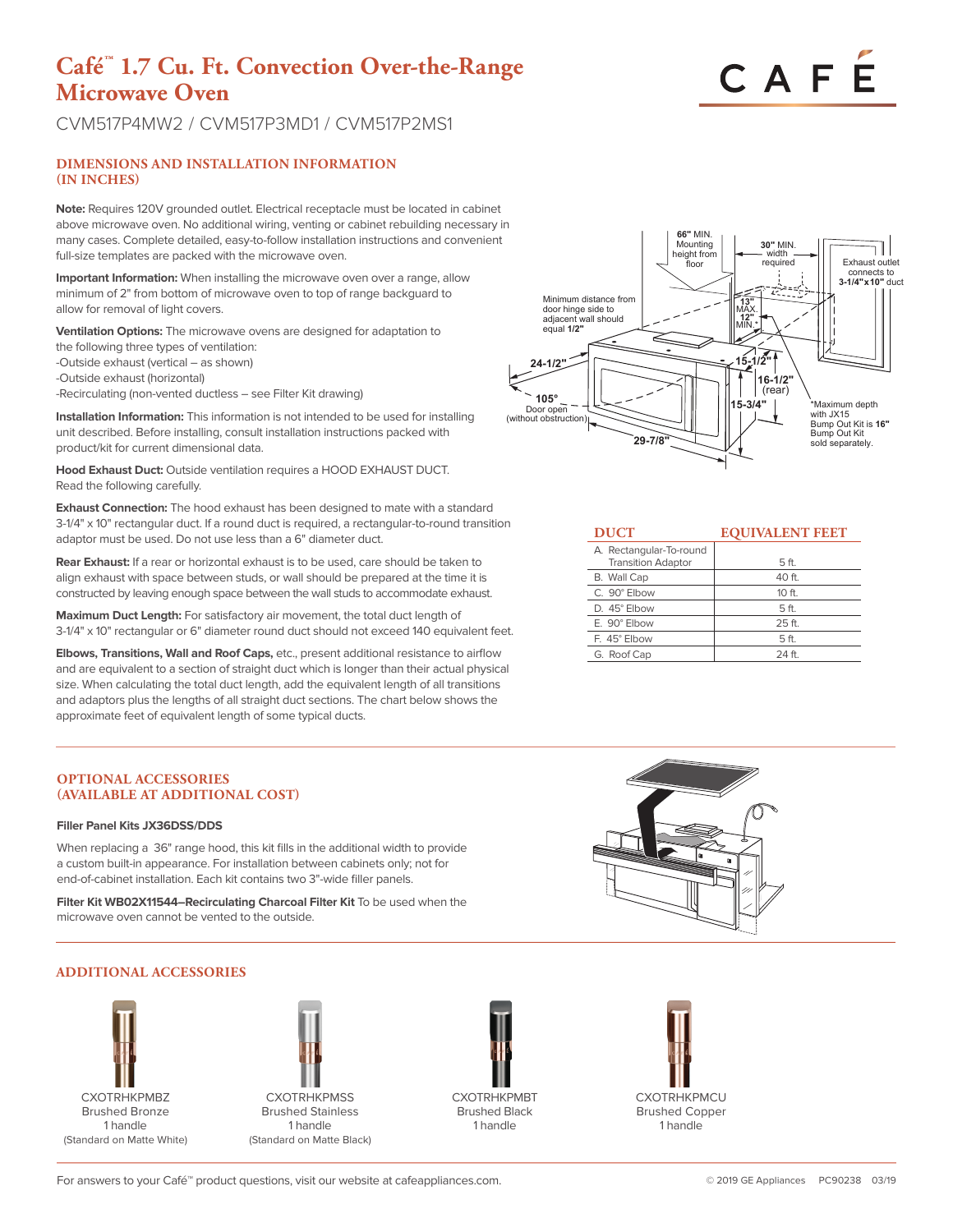# Café™ 1.7 Cu. Ft. Convection Over-the-Range Microwave Oven

CVM517P4MW2 / CVM517P3MD1 / CVM517P2MS1

## DIMENSIONS AND INSTALLATION INFORMATION (IN INCHES)

**Note:** Requires 120V grounded outlet. Electrical receptacle must be located in cabinet above microwave oven. No additional wiring, venting or cabinet rebuilding necessary in many cases. Complete detailed, easy-to-follow installation instructions and convenient full-size templates are packed with the microwave oven.

**Important Information:** When installing the microwave oven over a range, allow minimum of 2" from bottom of microwave oven to top of range backguard to allow for removal of light covers.

**Ventilation Options:** The microwave ovens are designed for adaptation to the following three types of ventilation:
-Outside exhaust (vertical – as shown)
-Outside exhaust (horizontal)
-Recirculating (non-vented ductless – see Filter Kit drawing)

**Installation Information:** This information is not intended to be used for installing unit described. Before installing, consult installation instructions packed with product/kit for current dimensional data.

**Hood Exhaust Duct:** Outside ventilation requires a HOOD EXHAUST DUCT. Read the following carefully.

**Exhaust Connection:** The hood exhaust has been designed to mate with a standard 3-1/4" x 10" rectangular duct. If a round duct is required, a rectangular-to-round transition adaptor must be used. Do not use less than a 6" diameter duct.

**Rear Exhaust:** If a rear or horizontal exhaust is to be used, care should be taken to align exhaust with space between studs, or wall should be prepared at the time it is constructed by leaving enough space between the wall studs to accommodate exhaust.

**Maximum Duct Length:** For satisfactory air movement, the total duct length of 3-1/4" x 10" rectangular or 6" diameter round duct should not exceed 140 equivalent feet.

**Elbows, Transitions, Wall and Roof Caps,** etc., present additional resistance to airflow and are equivalent to a section of straight duct which is longer than their actual physical size. When calculating the total duct length, add the equivalent length of all transitions and adaptors plus the lengths of all straight duct sections. The chart below shows the approximate feet of equivalent length of some typical ducts.

**66"** MIN. Mounting height from floor
**30"** MIN. width required
Exhaust outlet connects to **3-1/4"x10"** duct
Minimum distance from door hinge side to adjacent wall should equal **1/2"**
13" MAX.
12" MIN.*
24-1/2"
15-1/2"
16-1/2" (rear)
105° Door open (without obstruction)
15-3/4"
29-7/8"
*Maximum depth with JX15 Bump Out Kit is **16"** Bump Out Kit sold separately.

| DUCT | EQUIVALENT FEET |
|---|---|
| A. Rectangular-To-round Transition Adaptor | 5 ft. |
| B. Wall Cap | 40 ft. |
| C. 90° Elbow | 10 ft. |
| D. 45° Elbow | 5 ft. |
| E. 90° Elbow | 25 ft. |
| F. 45° Elbow | 5 ft. |
| G. Roof Cap | 24 ft. |

## OPTIONAL ACCESSORIES (AVAILABLE AT ADDITIONAL COST)

**Filler Panel Kits JX36DSS/DDS**

When replacing a 36" range hood, this kit fills in the additional width to provide a custom built-in appearance. For installation between cabinets only; not for end-of-cabinet installation. Each kit contains two 3"-wide filler panels.

**Filter Kit WB02X11544–Recirculating Charcoal Filter Kit** To be used when the microwave oven cannot be vented to the outside.

## ADDITIONAL ACCESSORIES

CXOTRHKPMBZ
Brushed Bronze
1 handle
(Standard on Matte White)

CXOTRHKPMSS
Brushed Stainless
1 handle
(Standard on Matte Black)

CXOTRHKPMBT
Brushed Black
1 handle

CXOTRHKPMCU
Brushed Copper
1 handle

For answers to your Café™ product questions, visit our website at cafeappliances.com.

© 2019 GE Appliances PC90238 03/19